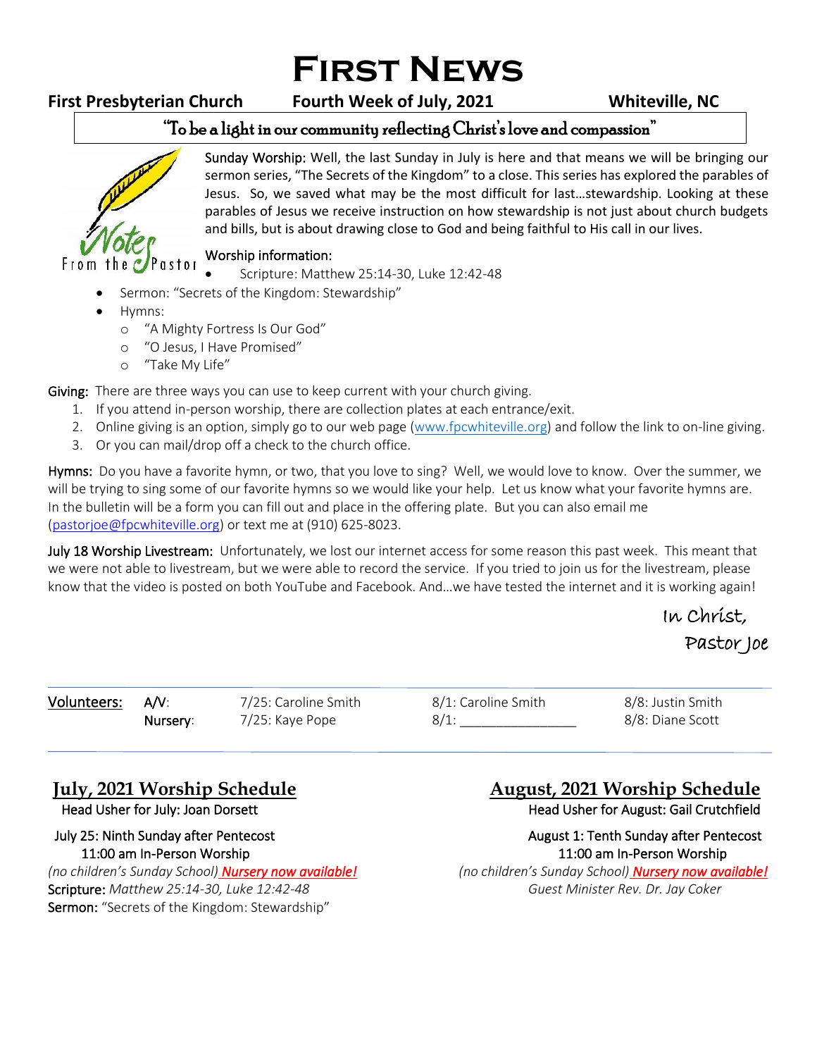# First News

**First Presbyterian Church** **Fourth Week of July, 2021** **Whiteville, NC**

"To be a light in our community reflecting Christ's love and compassion"

Notes From the Pastor

**Sunday Worship:** Well, the last Sunday in July is here and that means we will be bringing our sermon series, "The Secrets of the Kingdom" to a close. This series has explored the parables of Jesus. So, we saved what may be the most difficult for last…stewardship. Looking at these parables of Jesus we receive instruction on how stewardship is not just about church budgets and bills, but is about drawing close to God and being faithful to His call in our lives.

**Worship information:**

- Scripture: Matthew 25:14-30, Luke 12:42-48
- Sermon: "Secrets of the Kingdom: Stewardship"
- Hymns:
  - "A Mighty Fortress Is Our God"
  - "O Jesus, I Have Promised"
  - "Take My Life"

**Giving:** There are three ways you can use to keep current with your church giving.

1. If you attend in-person worship, there are collection plates at each entrance/exit.
2. Online giving is an option, simply go to our web page (www.fpcwhiteville.org) and follow the link to on-line giving.
3. Or you can mail/drop off a check to the church office.

**Hymns:** Do you have a favorite hymn, or two, that you love to sing? Well, we would love to know. Over the summer, we will be trying to sing some of our favorite hymns so we would like your help. Let us know what your favorite hymns are. In the bulletin will be a form you can fill out and place in the offering plate. But you can also email me (pastorjoe@fpcwhiteville.org) or text me at (910) 625-8023.

**July 18 Worship Livestream:** Unfortunately, we lost our internet access for some reason this past week. This meant that we were not able to livestream, but we were able to record the service. If you tried to join us for the livestream, please know that the video is posted on both YouTube and Facebook. And…we have tested the internet and it is working again!

In Christ,
Pastor Joe

| **Volunteers:** | | | | |
|---|---|---|---|---|
| | **A/V:** | 7/25: Caroline Smith | 8/1: Caroline Smith | 8/8: Justin Smith |
| | **Nursery:** | 7/25: Kaye Pope | 8/1: _______________ | 8/8: Diane Scott |

## July, 2021 Worship Schedule

Head Usher for July: Joan Dorsett

July 25: Ninth Sunday after Pentecost
11:00 am In-Person Worship
*(no children's Sunday School)* ***Nursery now available!***
**Scripture:** *Matthew 25:14-30, Luke 12:42-48*
**Sermon:** "Secrets of the Kingdom: Stewardship"

## August, 2021 Worship Schedule

Head Usher for August: Gail Crutchfield

August 1: Tenth Sunday after Pentecost
11:00 am In-Person Worship
*(no children's Sunday School)* ***Nursery now available!***
*Guest Minister Rev. Dr. Jay Coker*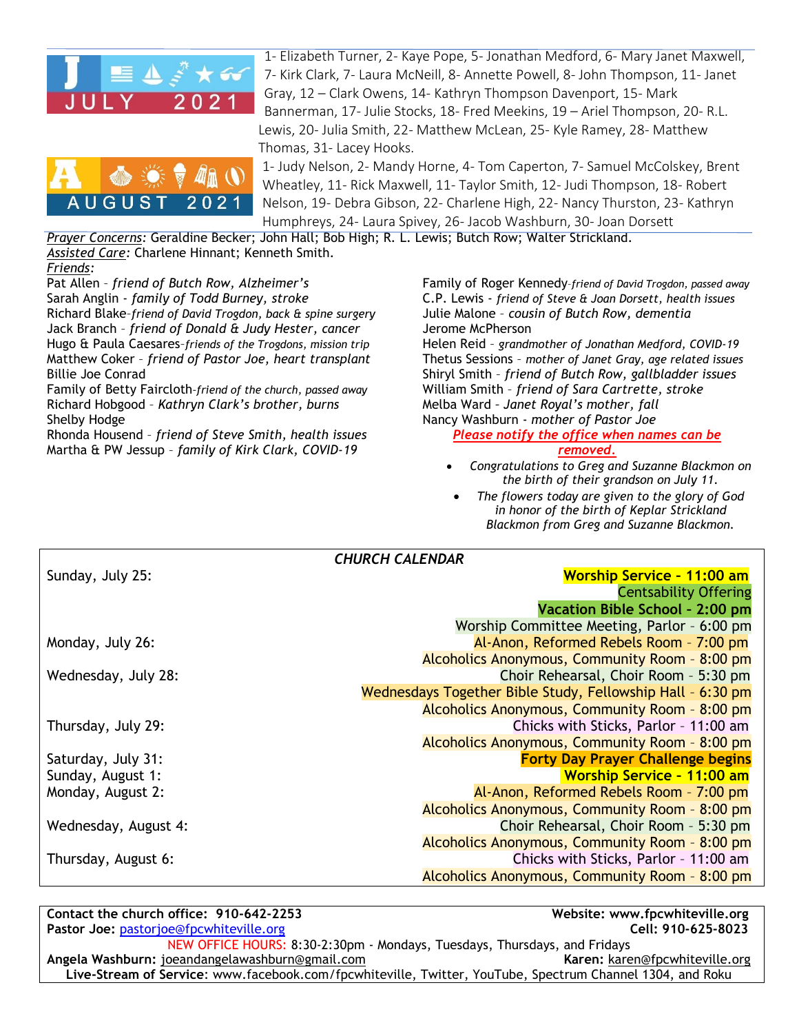**JULY 2021**

1- Elizabeth Turner, 2- Kaye Pope, 5- Jonathan Medford, 6- Mary Janet Maxwell, 7- Kirk Clark, 7- Laura McNeill, 8- Annette Powell, 8- John Thompson, 11- Janet Gray, 12 – Clark Owens, 14- Kathryn Thompson Davenport, 15- Mark Bannerman, 17- Julie Stocks, 18- Fred Meekins, 19 – Ariel Thompson, 20- R.L. Lewis, 20- Julia Smith, 22- Matthew McLean, 25- Kyle Ramey, 28- Matthew Thomas, 31- Lacey Hooks.

**AUGUST 2021**

1- Judy Nelson, 2- Mandy Horne, 4- Tom Caperton, 7- Samuel McColskey, Brent Wheatley, 11- Rick Maxwell, 11- Taylor Smith, 12- Judi Thompson, 18- Robert Nelson, 19- Debra Gibson, 22- Charlene High, 22- Nancy Thurston, 23- Kathryn Humphreys, 24- Laura Spivey, 26- Jacob Washburn, 30- Joan Dorsett

*Prayer Concerns:* Geraldine Becker; John Hall; Bob High; R. L. Lewis; Butch Row; Walter Strickland.
*Assisted Care:* Charlene Hinnant; Kenneth Smith.
*Friends:*

Pat Allen – *friend of Butch Row, Alzheimer's*
Sarah Anglin - *family of Todd Burney, stroke*
Richard Blake–*friend of David Trogdon, back & spine surgery*
Jack Branch – *friend of Donald & Judy Hester, cancer*
Hugo & Paula Caesares–*friends of the Trogdons, mission trip*
Matthew Coker – *friend of Pastor Joe, heart transplant*
Billie Joe Conrad
Family of Betty Faircloth-*friend of the church, passed away*
Richard Hobgood – *Kathryn Clark's brother, burns*
Shelby Hodge
Rhonda Housend – *friend of Steve Smith, health issues*
Martha & PW Jessup – *family of Kirk Clark, COVID-19*
Family of Roger Kennedy-*friend of David Trogdon, passed away*
C.P. Lewis - *friend of Steve & Joan Dorsett, health issues*
Julie Malone - *cousin of Butch Row, dementia*
Jerome McPherson
Helen Reid – *grandmother of Jonathan Medford, COVID-19*
Thetus Sessions - *mother of Janet Gray, age related issues*
Shiryl Smith - *friend of Butch Row, gallbladder issues*
William Smith - *friend of Sara Cartrette, stroke*
Melba Ward - *Janet Royal's mother, fall*
Nancy Washburn - *mother of Pastor Joe*

***Please notify the office when names can be removed.***

- *Congratulations to Greg and Suzanne Blackmon on the birth of their grandson on July 11.*
- *The flowers today are given to the glory of God in honor of the birth of Keplar Strickland Blackmon from Greg and Suzanne Blackmon.*

***CHURCH CALENDAR***

| | |
|---|---|
| Sunday, July 25: | **Worship Service - 11:00 am** |
| | Centsability Offering |
| | **Vacation Bible School - 2:00 pm** |
| | Worship Committee Meeting, Parlor – 6:00 pm |
| Monday, July 26: | Al-Anon, Reformed Rebels Room – 7:00 pm |
| | Alcoholics Anonymous, Community Room – 8:00 pm |
| Wednesday, July 28: | Choir Rehearsal, Choir Room – 5:30 pm |
| | Wednesdays Together Bible Study, Fellowship Hall – 6:30 pm |
| | Alcoholics Anonymous, Community Room – 8:00 pm |
| Thursday, July 29: | Chicks with Sticks, Parlor – 11:00 am |
| | Alcoholics Anonymous, Community Room – 8:00 pm |
| Saturday, July 31: | **Forty Day Prayer Challenge begins** |
| Sunday, August 1: | **Worship Service - 11:00 am** |
| Monday, August 2: | Al-Anon, Reformed Rebels Room – 7:00 pm |
| | Alcoholics Anonymous, Community Room – 8:00 pm |
| Wednesday, August 4: | Choir Rehearsal, Choir Room – 5:30 pm |
| | Alcoholics Anonymous, Community Room – 8:00 pm |
| Thursday, August 6: | Chicks with Sticks, Parlor – 11:00 am |
| | Alcoholics Anonymous, Community Room – 8:00 pm |

**Contact the church office: 910-642-2253** **Website: www.fpcwhiteville.org**
**Pastor Joe:** pastorjoe@fpcwhiteville.org **Cell: 910-625-8023**
NEW OFFICE HOURS: 8:30-2:30pm - Mondays, Tuesdays, Thursdays, and Fridays
**Angela Washburn:** joeandangelawashburn@gmail.com **Karen:** karen@fpcwhiteville.org
**Live-Stream of Service**: www.facebook.com/fpcwhiteville, Twitter, YouTube, Spectrum Channel 1304, and Roku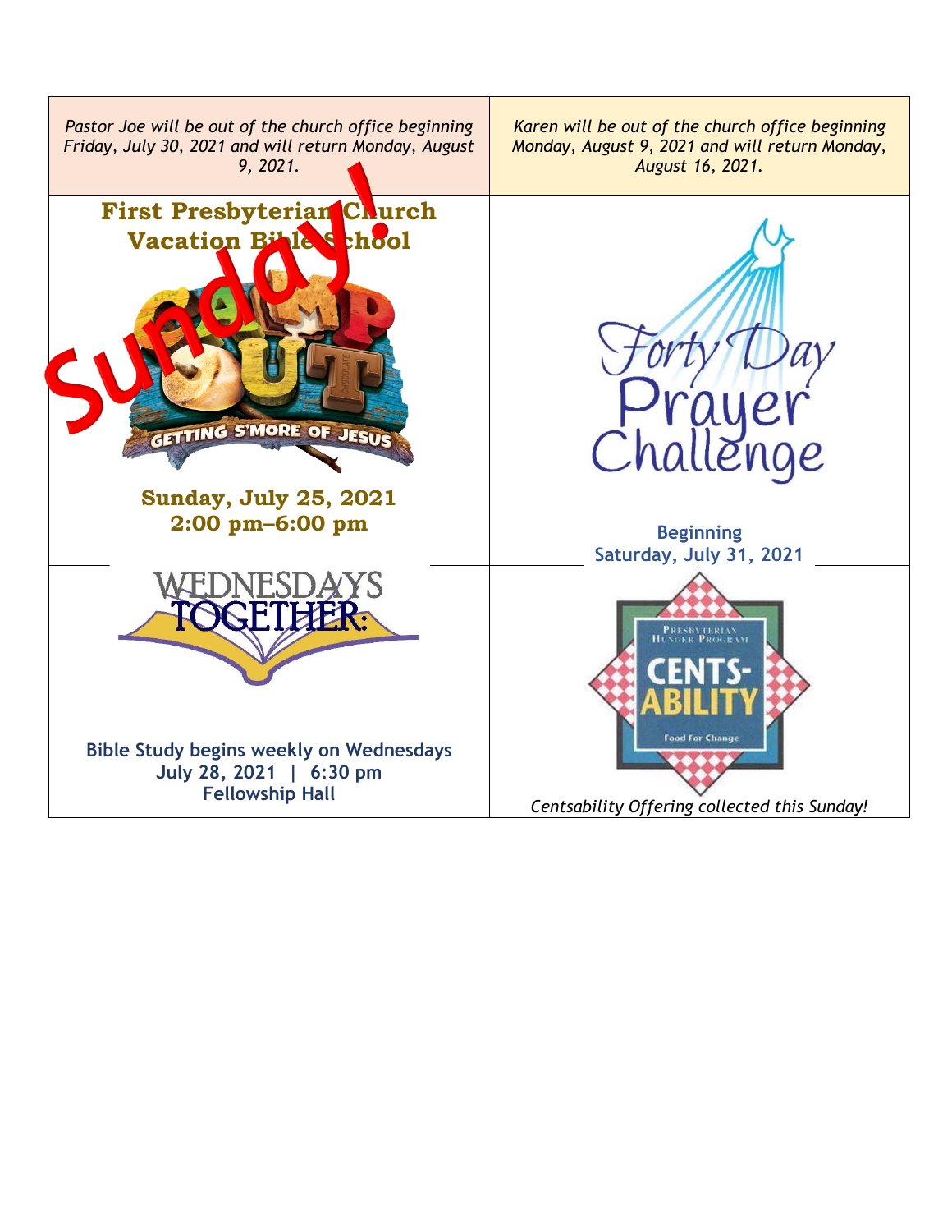*Pastor Joe will be out of the church office beginning Friday, July 30, 2021 and will return Monday, August 9, 2021.*

*Karen will be out of the church office beginning Monday, August 9, 2021 and will return Monday, August 16, 2021.*

**First Presbyterian Church Vacation Bible School**

Sunday!

CAMP OUT

GETTING S'MORE OF JESUS

**Sunday, July 25, 2021**
**2:00 pm–6:00 pm**

Forty Day Prayer Challenge

**Beginning**
**Saturday, July 31, 2021**

WEDNESDAYS TOGETHER

**Bible Study begins weekly on Wednesdays**
**July 28, 2021 | 6:30 pm**
**Fellowship Hall**

PRESBYTERIAN HUNGER PROGRAM

CENTS-ABILITY

Food For Change

*Centsability Offering collected this Sunday!*